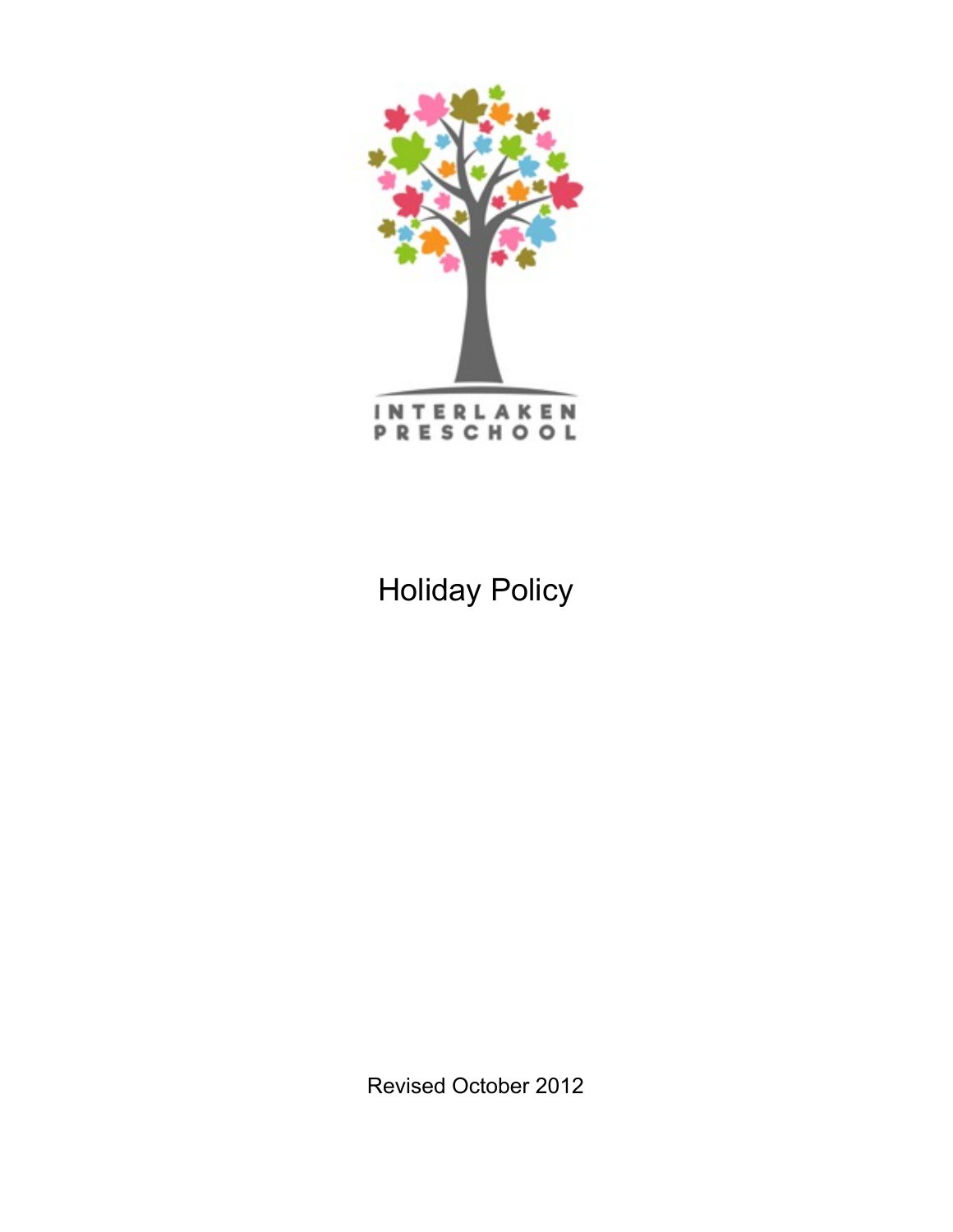INTERLAKEN PRESCHOOL

# Holiday Policy

Revised October 2012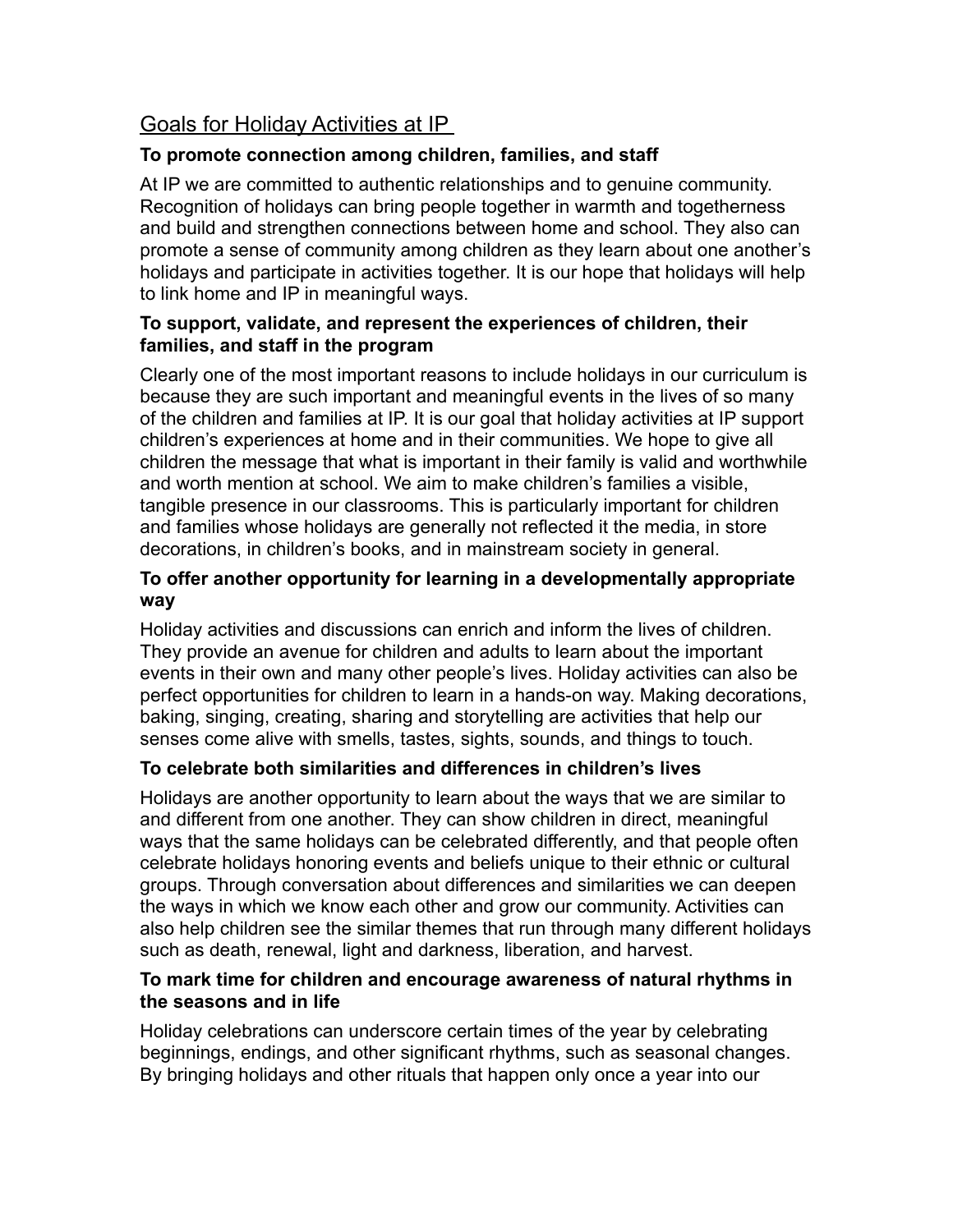## Goals for Holiday Activities at IP

### To promote connection among children, families, and staff

At IP we are committed to authentic relationships and to genuine community. Recognition of holidays can bring people together in warmth and togetherness and build and strengthen connections between home and school. They also can promote a sense of community among children as they learn about one another's holidays and participate in activities together. It is our hope that holidays will help to link home and IP in meaningful ways.

### To support, validate, and represent the experiences of children, their families, and staff in the program

Clearly one of the most important reasons to include holidays in our curriculum is because they are such important and meaningful events in the lives of so many of the children and families at IP. It is our goal that holiday activities at IP support children's experiences at home and in their communities. We hope to give all children the message that what is important in their family is valid and worthwhile and worth mention at school. We aim to make children's families a visible, tangible presence in our classrooms. This is particularly important for children and families whose holidays are generally not reflected it the media, in store decorations, in children's books, and in mainstream society in general.

### To offer another opportunity for learning in a developmentally appropriate way

Holiday activities and discussions can enrich and inform the lives of children. They provide an avenue for children and adults to learn about the important events in their own and many other people's lives. Holiday activities can also be perfect opportunities for children to learn in a hands-on way. Making decorations, baking, singing, creating, sharing and storytelling are activities that help our senses come alive with smells, tastes, sights, sounds, and things to touch.

### To celebrate both similarities and differences in children's lives

Holidays are another opportunity to learn about the ways that we are similar to and different from one another. They can show children in direct, meaningful ways that the same holidays can be celebrated differently, and that people often celebrate holidays honoring events and beliefs unique to their ethnic or cultural groups. Through conversation about differences and similarities we can deepen the ways in which we know each other and grow our community. Activities can also help children see the similar themes that run through many different holidays such as death, renewal, light and darkness, liberation, and harvest.

### To mark time for children and encourage awareness of natural rhythms in the seasons and in life

Holiday celebrations can underscore certain times of the year by celebrating beginnings, endings, and other significant rhythms, such as seasonal changes. By bringing holidays and other rituals that happen only once a year into our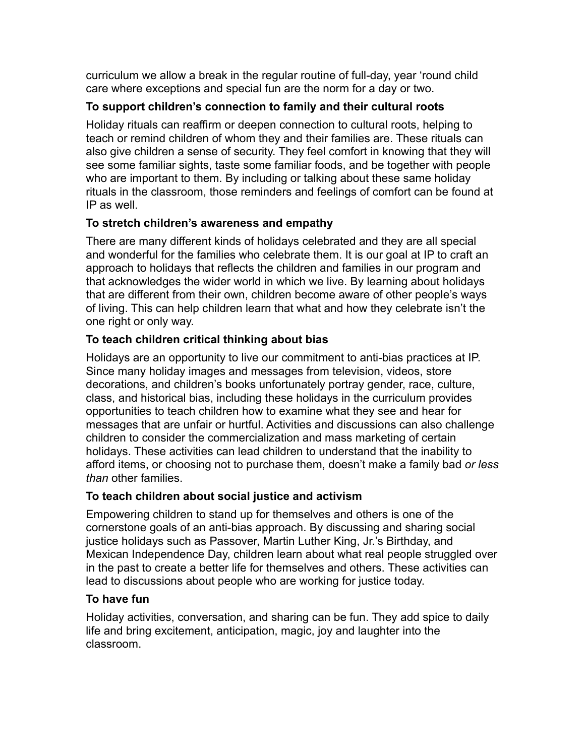curriculum we allow a break in the regular routine of full-day, year 'round child care where exceptions and special fun are the norm for a day or two.

**To support children's connection to family and their cultural roots**

Holiday rituals can reaffirm or deepen connection to cultural roots, helping to teach or remind children of whom they and their families are. These rituals can also give children a sense of security. They feel comfort in knowing that they will see some familiar sights, taste some familiar foods, and be together with people who are important to them. By including or talking about these same holiday rituals in the classroom, those reminders and feelings of comfort can be found at IP as well.

**To stretch children's awareness and empathy**

There are many different kinds of holidays celebrated and they are all special and wonderful for the families who celebrate them. It is our goal at IP to craft an approach to holidays that reflects the children and families in our program and that acknowledges the wider world in which we live. By learning about holidays that are different from their own, children become aware of other people's ways of living. This can help children learn that what and how they celebrate isn't the one right or only way.

**To teach children critical thinking about bias**

Holidays are an opportunity to live our commitment to anti-bias practices at IP. Since many holiday images and messages from television, videos, store decorations, and children's books unfortunately portray gender, race, culture, class, and historical bias, including these holidays in the curriculum provides opportunities to teach children how to examine what they see and hear for messages that are unfair or hurtful. Activities and discussions can also challenge children to consider the commercialization and mass marketing of certain holidays. These activities can lead children to understand that the inability to afford items, or choosing not to purchase them, doesn't make a family bad *or less than* other families.

**To teach children about social justice and activism**

Empowering children to stand up for themselves and others is one of the cornerstone goals of an anti-bias approach. By discussing and sharing social justice holidays such as Passover, Martin Luther King, Jr.'s Birthday, and Mexican Independence Day, children learn about what real people struggled over in the past to create a better life for themselves and others. These activities can lead to discussions about people who are working for justice today.

**To have fun**

Holiday activities, conversation, and sharing can be fun. They add spice to daily life and bring excitement, anticipation, magic, joy and laughter into the classroom.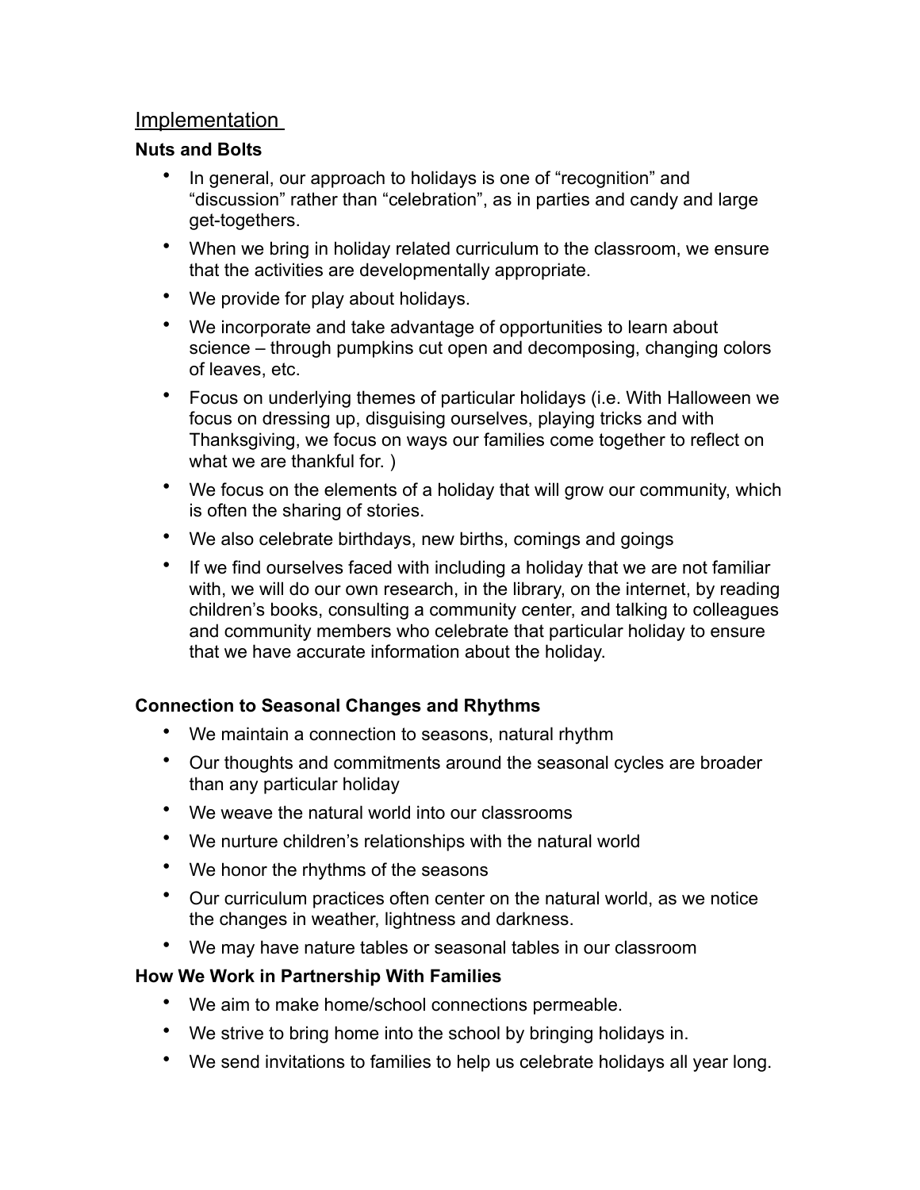## Implementation

### Nuts and Bolts

- In general, our approach to holidays is one of "recognition" and "discussion" rather than "celebration", as in parties and candy and large get-togethers.
- When we bring in holiday related curriculum to the classroom, we ensure that the activities are developmentally appropriate.
- We provide for play about holidays.
- We incorporate and take advantage of opportunities to learn about science – through pumpkins cut open and decomposing, changing colors of leaves, etc.
- Focus on underlying themes of particular holidays (i.e. With Halloween we focus on dressing up, disguising ourselves, playing tricks and with Thanksgiving, we focus on ways our families come together to reflect on what we are thankful for. )
- We focus on the elements of a holiday that will grow our community, which is often the sharing of stories.
- We also celebrate birthdays, new births, comings and goings
- If we find ourselves faced with including a holiday that we are not familiar with, we will do our own research, in the library, on the internet, by reading children's books, consulting a community center, and talking to colleagues and community members who celebrate that particular holiday to ensure that we have accurate information about the holiday.

### Connection to Seasonal Changes and Rhythms

- We maintain a connection to seasons, natural rhythm
- Our thoughts and commitments around the seasonal cycles are broader than any particular holiday
- We weave the natural world into our classrooms
- We nurture children's relationships with the natural world
- We honor the rhythms of the seasons
- Our curriculum practices often center on the natural world, as we notice the changes in weather, lightness and darkness.
- We may have nature tables or seasonal tables in our classroom

### How We Work in Partnership With Families

- We aim to make home/school connections permeable.
- We strive to bring home into the school by bringing holidays in.
- We send invitations to families to help us celebrate holidays all year long.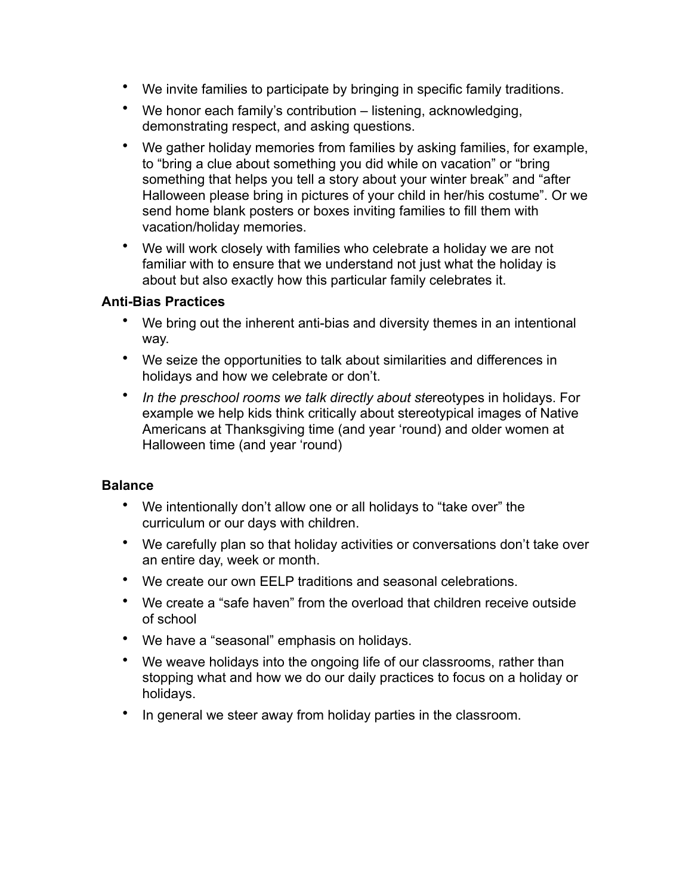- We invite families to participate by bringing in specific family traditions.
- We honor each family's contribution – listening, acknowledging, demonstrating respect, and asking questions.
- We gather holiday memories from families by asking families, for example, to "bring a clue about something you did while on vacation" or "bring something that helps you tell a story about your winter break" and "after Halloween please bring in pictures of your child in her/his costume". Or we send home blank posters or boxes inviting families to fill them with vacation/holiday memories.
- We will work closely with families who celebrate a holiday we are not familiar with to ensure that we understand not just what the holiday is about but also exactly how this particular family celebrates it.

**Anti-Bias Practices**

- We bring out the inherent anti-bias and diversity themes in an intentional way.
- We seize the opportunities to talk about similarities and differences in holidays and how we celebrate or don't.
- *In the preschool rooms we talk directly about ste*reotypes in holidays. For example we help kids think critically about stereotypical images of Native Americans at Thanksgiving time (and year 'round) and older women at Halloween time (and year 'round)

**Balance**

- We intentionally don't allow one or all holidays to "take over" the curriculum or our days with children.
- We carefully plan so that holiday activities or conversations don't take over an entire day, week or month.
- We create our own EELP traditions and seasonal celebrations.
- We create a "safe haven" from the overload that children receive outside of school
- We have a "seasonal" emphasis on holidays.
- We weave holidays into the ongoing life of our classrooms, rather than stopping what and how we do our daily practices to focus on a holiday or holidays.
- In general we steer away from holiday parties in the classroom.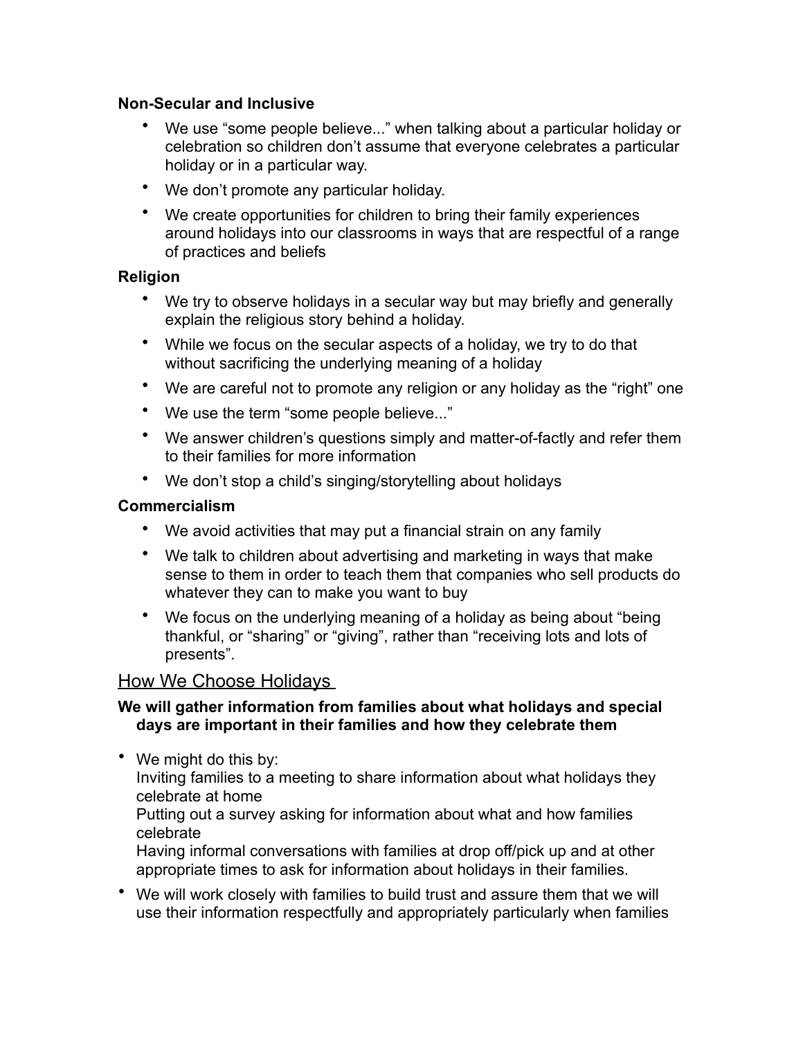**Non-Secular and Inclusive**

- We use “some people believe...” when talking about a particular holiday or celebration so children don’t assume that everyone celebrates a particular holiday or in a particular way.
- We don’t promote any particular holiday.
- We create opportunities for children to bring their family experiences around holidays into our classrooms in ways that are respectful of a range of practices and beliefs

**Religion**

- We try to observe holidays in a secular way but may briefly and generally explain the religious story behind a holiday.
- While we focus on the secular aspects of a holiday, we try to do that without sacrificing the underlying meaning of a holiday
- We are careful not to promote any religion or any holiday as the “right” one
- We use the term “some people believe...”
- We answer children’s questions simply and matter-of-factly and refer them to their families for more information
- We don’t stop a child’s singing/storytelling about holidays

**Commercialism**

- We avoid activities that may put a financial strain on any family
- We talk to children about advertising and marketing in ways that make sense to them in order to teach them that companies who sell products do whatever they can to make you want to buy
- We focus on the underlying meaning of a holiday as being about “being thankful, or “sharing” or “giving”, rather than “receiving lots and lots of presents”.

## How We Choose Holidays

**We will gather information from families about what holidays and special days are important in their families and how they celebrate them**

- We might do this by:
  Inviting families to a meeting to share information about what holidays they celebrate at home
  Putting out a survey asking for information about what and how families celebrate
  Having informal conversations with families at drop off/pick up and at other appropriate times to ask for information about holidays in their families.
- We will work closely with families to build trust and assure them that we will use their information respectfully and appropriately particularly when families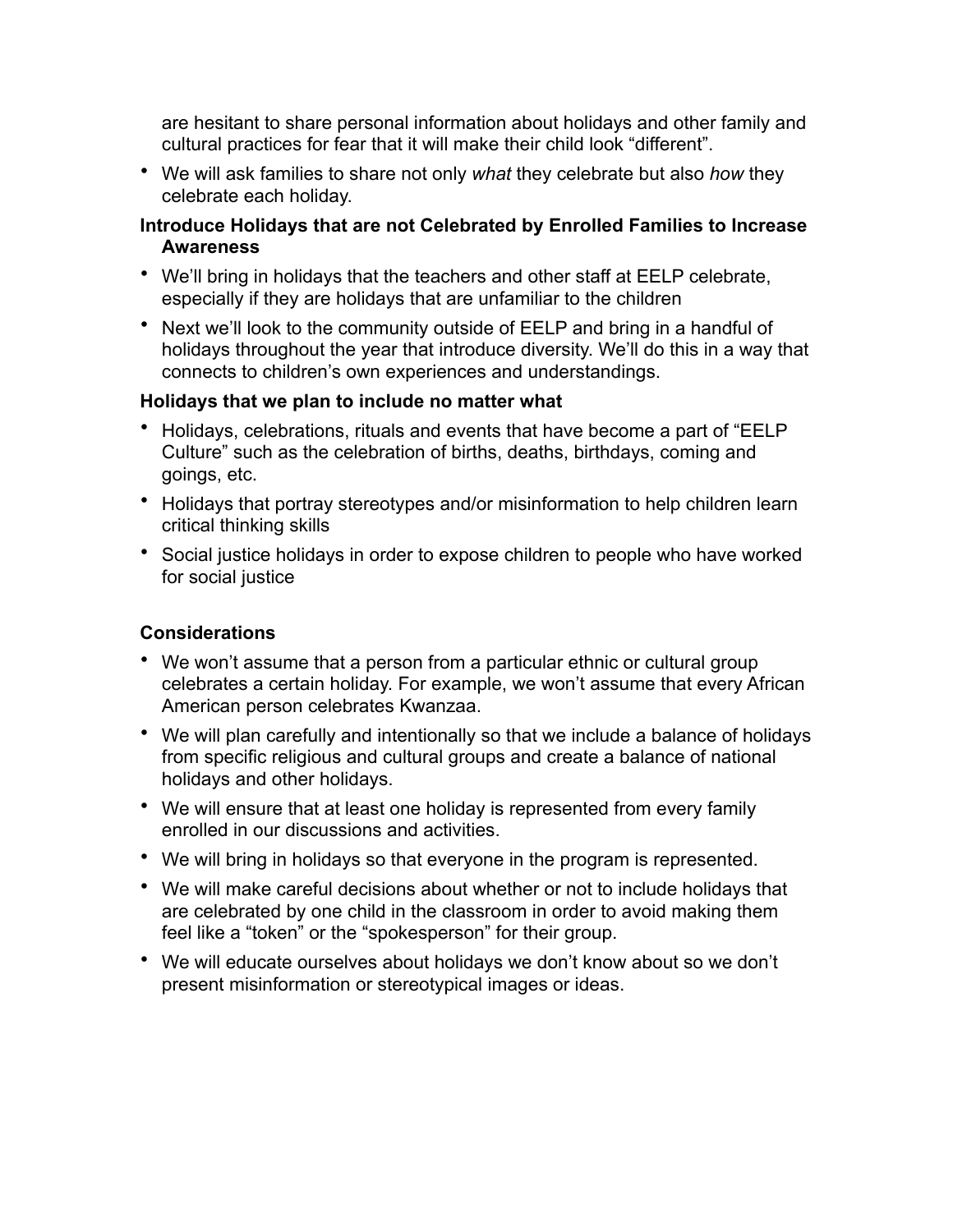are hesitant to share personal information about holidays and other family and cultural practices for fear that it will make their child look "different".

- We will ask families to share not only *what* they celebrate but also *how* they celebrate each holiday.

**Introduce Holidays that are not Celebrated by Enrolled Families to Increase Awareness**

- We'll bring in holidays that the teachers and other staff at EELP celebrate, especially if they are holidays that are unfamiliar to the children
- Next we'll look to the community outside of EELP and bring in a handful of holidays throughout the year that introduce diversity. We'll do this in a way that connects to children's own experiences and understandings.

**Holidays that we plan to include no matter what**

- Holidays, celebrations, rituals and events that have become a part of "EELP Culture" such as the celebration of births, deaths, birthdays, coming and goings, etc.
- Holidays that portray stereotypes and/or misinformation to help children learn critical thinking skills
- Social justice holidays in order to expose children to people who have worked for social justice

**Considerations**

- We won't assume that a person from a particular ethnic or cultural group celebrates a certain holiday. For example, we won't assume that every African American person celebrates Kwanzaa.
- We will plan carefully and intentionally so that we include a balance of holidays from specific religious and cultural groups and create a balance of national holidays and other holidays.
- We will ensure that at least one holiday is represented from every family enrolled in our discussions and activities.
- We will bring in holidays so that everyone in the program is represented.
- We will make careful decisions about whether or not to include holidays that are celebrated by one child in the classroom in order to avoid making them feel like a "token" or the "spokesperson" for their group.
- We will educate ourselves about holidays we don't know about so we don't present misinformation or stereotypical images or ideas.